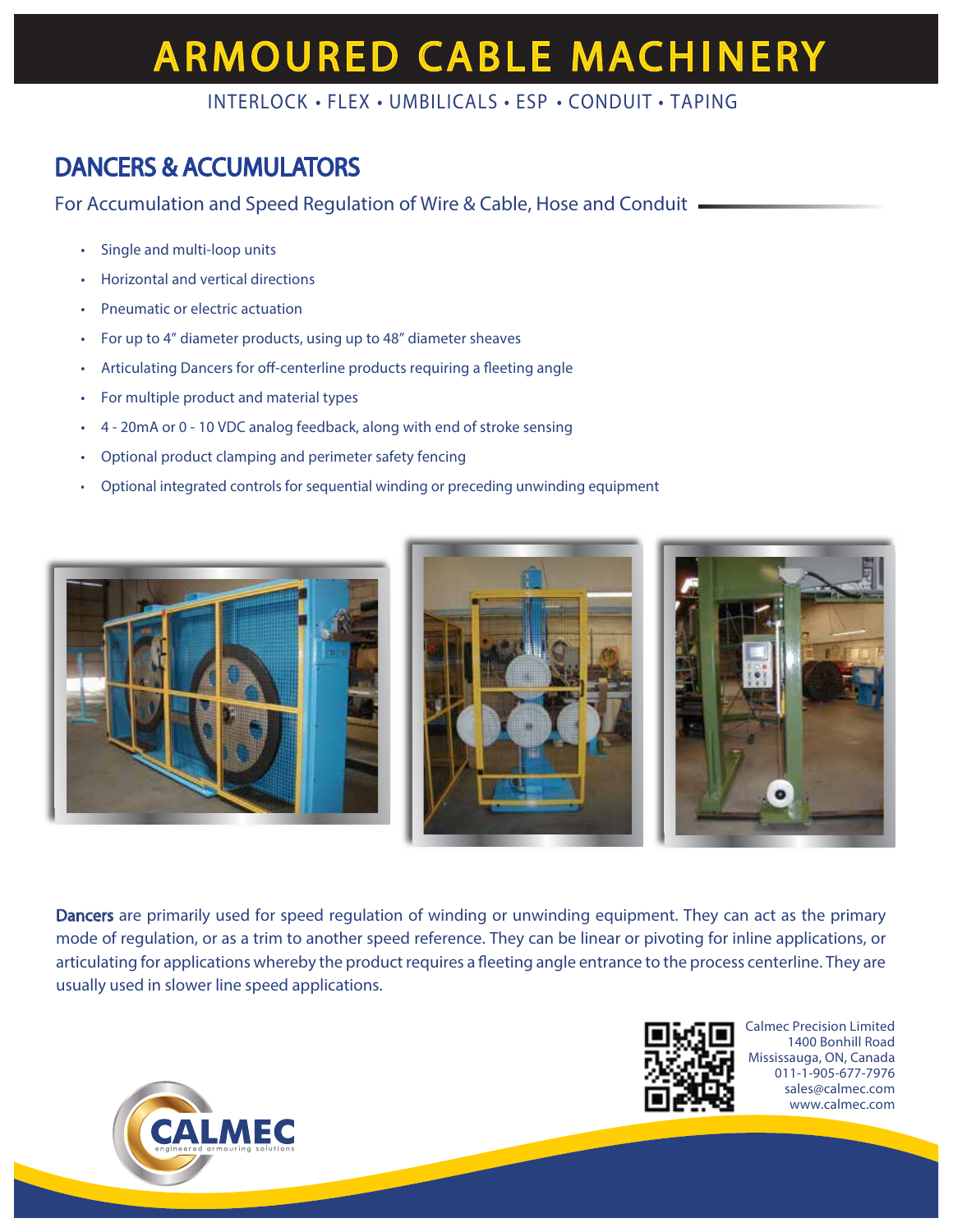# ARMOURED CABLE MACHINERY

INTERLOCK • FLEX • UMBILICALS • ESP • CONDUIT • TAPING

## DANCERS & ACCUMULATORS

For Accumulation and Speed Regulation of Wire & Cable, Hose and Conduit

- Single and multi-loop units
- Horizontal and vertical directions
- Pneumatic or electric actuation
- For up to 4" diameter products, using up to 48" diameter sheaves
- Articulating Dancers for off-centerline products requiring a fleeting angle
- For multiple product and material types
- 4 - 20mA or 0 - 10 VDC analog feedback, along with end of stroke sensing
- Optional product clamping and perimeter safety fencing
- Optional integrated controls for sequential winding or preceding unwinding equipment

**Dancers** are primarily used for speed regulation of winding or unwinding equipment. They can act as the primary mode of regulation, or as a trim to another speed reference. They can be linear or pivoting for inline applications, or articulating for applications whereby the product requires a fleeting angle entrance to the process centerline. They are usually used in slower line speed applications.

Calmec Precision Limited
1400 Bonhill Road
Mississauga, ON, Canada
011-1-905-677-7976
sales@calmec.com
www.calmec.com

CALMEC
engineered armouring solutions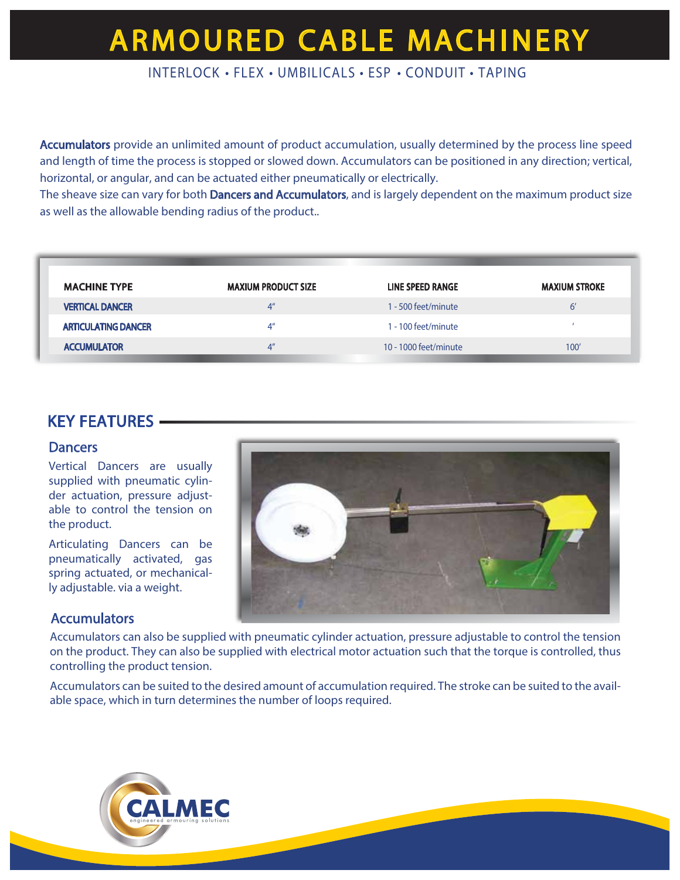# ARMOURED CABLE MACHINERY

INTERLOCK • FLEX • UMBILICALS • ESP • CONDUIT • TAPING

**Accumulators** provide an unlimited amount of product accumulation, usually determined by the process line speed and length of time the process is stopped or slowed down. Accumulators can be positioned in any direction; vertical, horizontal, or angular, and can be actuated either pneumatically or electrically.
The sheave size can vary for both **Dancers and Accumulators**, and is largely dependent on the maximum product size as well as the allowable bending radius of the product..

| MACHINE TYPE | MAXIUM PRODUCT SIZE | LINE SPEED RANGE | MAXIUM STROKE |
|---|---|---|---|
| VERTICAL DANCER | 4″ | 1 - 500 feet/minute | 6′ |
| ARTICULATING DANCER | 4″ | 1 - 100 feet/minute | ′ |
| ACCUMULATOR | 4″ | 10 - 1000 feet/minute | 100′ |

## KEY FEATURES

### Dancers

Vertical Dancers are usually supplied with pneumatic cylinder actuation, pressure adjustable to control the tension on the product.

Articulating Dancers can be pneumatically activated, gas spring actuated, or mechanically adjustable. via a weight.

### Accumulators

Accumulators can also be supplied with pneumatic cylinder actuation, pressure adjustable to control the tension on the product. They can also be supplied with electrical motor actuation such that the torque is controlled, thus controlling the product tension.

Accumulators can be suited to the desired amount of accumulation required. The stroke can be suited to the available space, which in turn determines the number of loops required.

CALMEC
engineered armouring solutions